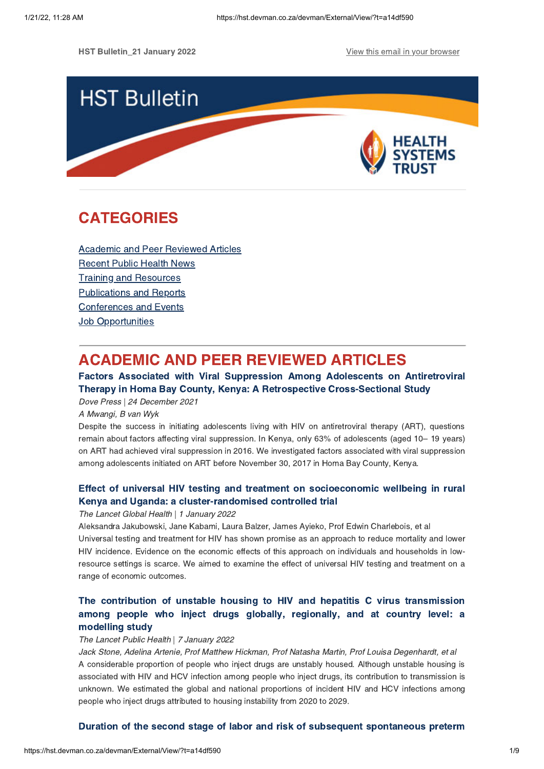HST Bulletin_21 January 2022

View this email in your browser

# HST Bulletin

HEALTH SYSTEMS TRUST

## CATEGORIES

Academic and Peer Reviewed Articles
Recent Public Health News
Training and Resources
Publications and Reports
Conferences and Events
Job Opportunities

## ACADEMIC AND PEER REVIEWED ARTICLES

### Factors Associated with Viral Suppression Among Adolescents on Antiretroviral Therapy in Homa Bay County, Kenya: A Retrospective Cross-Sectional Study

*Dove Press | 24 December 2021*

*A Mwangi, B van Wyk*

Despite the success in initiating adolescents living with HIV on antiretroviral therapy (ART), questions remain about factors affecting viral suppression. In Kenya, only 63% of adolescents (aged 10– 19 years) on ART had achieved viral suppression in 2016. We investigated factors associated with viral suppression among adolescents initiated on ART before November 30, 2017 in Homa Bay County, Kenya.

### Effect of universal HIV testing and treatment on socioeconomic wellbeing in rural Kenya and Uganda: a cluster-randomised controlled trial

*The Lancet Global Health | 1 January 2022*

Aleksandra Jakubowski, Jane Kabami, Laura Balzer, James Ayieko, Prof Edwin Charlebois, et al

Universal testing and treatment for HIV has shown promise as an approach to reduce mortality and lower HIV incidence. Evidence on the economic effects of this approach on individuals and households in low-resource settings is scarce. We aimed to examine the effect of universal HIV testing and treatment on a range of economic outcomes.

### The contribution of unstable housing to HIV and hepatitis C virus transmission among people who inject drugs globally, regionally, and at country level: a modelling study

*The Lancet Public Health | 7 January 2022*

*Jack Stone, Adelina Artenie, Prof Matthew Hickman, Prof Natasha Martin, Prof Louisa Degenhardt, et al*

A considerable proportion of people who inject drugs are unstably housed. Although unstable housing is associated with HIV and HCV infection among people who inject drugs, its contribution to transmission is unknown. We estimated the global and national proportions of incident HIV and HCV infections among people who inject drugs attributed to housing instability from 2020 to 2029.

### Duration of the second stage of labor and risk of subsequent spontaneous preterm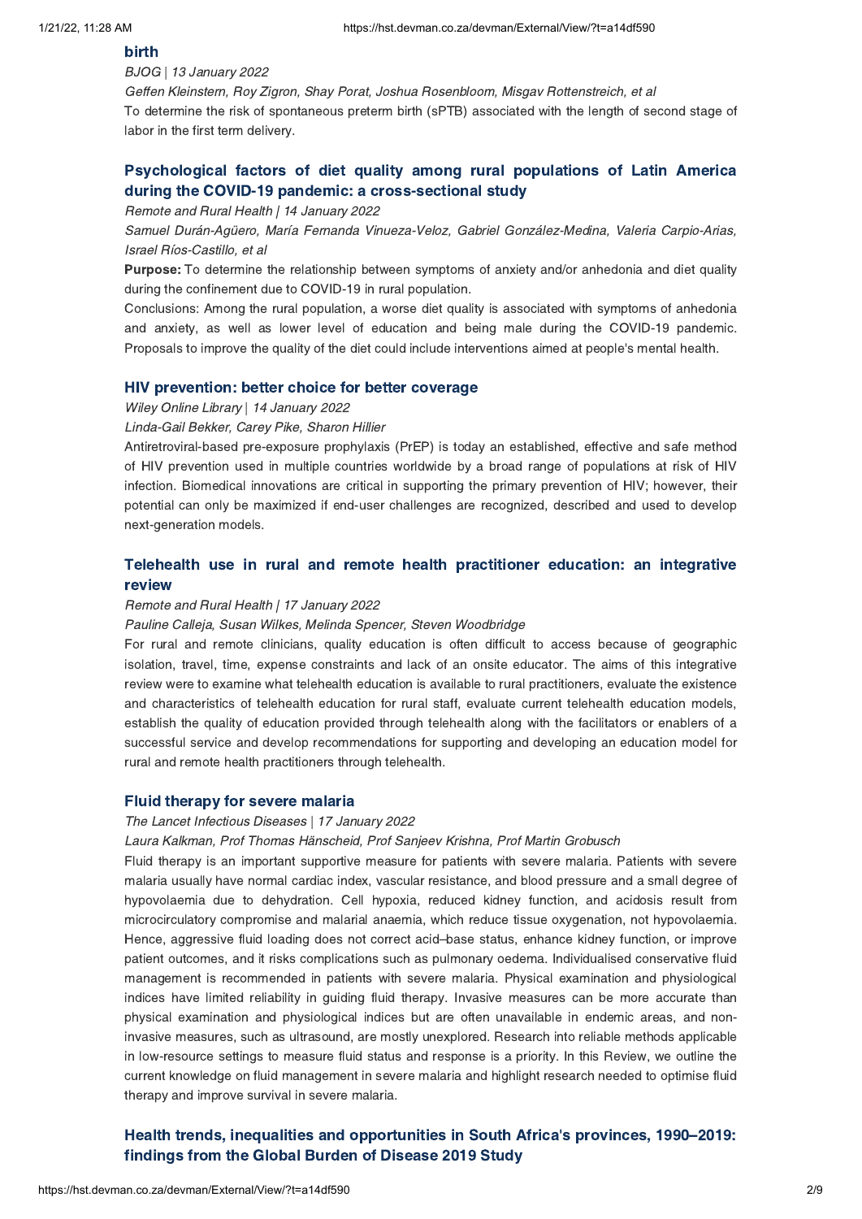### birth

*BJOG | 13 January 2022*

*Geffen Kleinstern, Roy Zigron, Shay Porat, Joshua Rosenbloom, Misgav Rottenstreich, et al*

To determine the risk of spontaneous preterm birth (sPTB) associated with the length of second stage of labor in the first term delivery.

### Psychological factors of diet quality among rural populations of Latin America during the COVID-19 pandemic: a cross-sectional study

*Remote and Rural Health | 14 January 2022*

*Samuel Durán-Agüero, María Fernanda Vinueza-Veloz, Gabriel González-Medina, Valeria Carpio-Arias, Israel Ríos-Castillo, et al*

**Purpose:** To determine the relationship between symptoms of anxiety and/or anhedonia and diet quality during the confinement due to COVID-19 in rural population.

Conclusions: Among the rural population, a worse diet quality is associated with symptoms of anhedonia and anxiety, as well as lower level of education and being male during the COVID-19 pandemic. Proposals to improve the quality of the diet could include interventions aimed at people's mental health.

### HIV prevention: better choice for better coverage

*Wiley Online Library | 14 January 2022*

*Linda-Gail Bekker, Carey Pike, Sharon Hillier*

Antiretroviral-based pre-exposure prophylaxis (PrEP) is today an established, effective and safe method of HIV prevention used in multiple countries worldwide by a broad range of populations at risk of HIV infection. Biomedical innovations are critical in supporting the primary prevention of HIV; however, their potential can only be maximized if end-user challenges are recognized, described and used to develop next-generation models.

### Telehealth use in rural and remote health practitioner education: an integrative review

*Remote and Rural Health | 17 January 2022*

*Pauline Calleja, Susan Wilkes, Melinda Spencer, Steven Woodbridge*

For rural and remote clinicians, quality education is often difficult to access because of geographic isolation, travel, time, expense constraints and lack of an onsite educator. The aims of this integrative review were to examine what telehealth education is available to rural practitioners, evaluate the existence and characteristics of telehealth education for rural staff, evaluate current telehealth education models, establish the quality of education provided through telehealth along with the facilitators or enablers of a successful service and develop recommendations for supporting and developing an education model for rural and remote health practitioners through telehealth.

### Fluid therapy for severe malaria

*The Lancet Infectious Diseases | 17 January 2022*

*Laura Kalkman, Prof Thomas Hänscheid, Prof Sanjeev Krishna, Prof Martin Grobusch*

Fluid therapy is an important supportive measure for patients with severe malaria. Patients with severe malaria usually have normal cardiac index, vascular resistance, and blood pressure and a small degree of hypovolaemia due to dehydration. Cell hypoxia, reduced kidney function, and acidosis result from microcirculatory compromise and malarial anaemia, which reduce tissue oxygenation, not hypovolaemia. Hence, aggressive fluid loading does not correct acid–base status, enhance kidney function, or improve patient outcomes, and it risks complications such as pulmonary oedema. Individualised conservative fluid management is recommended in patients with severe malaria. Physical examination and physiological indices have limited reliability in guiding fluid therapy. Invasive measures can be more accurate than physical examination and physiological indices but are often unavailable in endemic areas, and non-invasive measures, such as ultrasound, are mostly unexplored. Research into reliable methods applicable in low-resource settings to measure fluid status and response is a priority. In this Review, we outline the current knowledge on fluid management in severe malaria and highlight research needed to optimise fluid therapy and improve survival in severe malaria.

### Health trends, inequalities and opportunities in South Africa's provinces, 1990–2019: findings from the Global Burden of Disease 2019 Study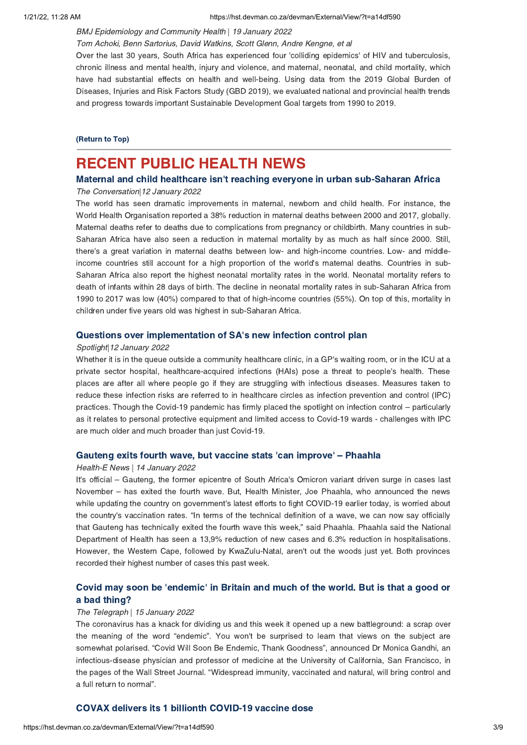*BMJ Epidemiology and Community Health* | *19 January 2022*

*Tom Achoki, Benn Sartorius, David Watkins, Scott Glenn, Andre Kengne, et al*

Over the last 30 years, South Africa has experienced four 'colliding epidemics' of HIV and tuberculosis, chronic illness and mental health, injury and violence, and maternal, neonatal, and child mortality, which have had substantial effects on health and well-being. Using data from the 2019 Global Burden of Diseases, Injuries and Risk Factors Study (GBD 2019), we evaluated national and provincial health trends and progress towards important Sustainable Development Goal targets from 1990 to 2019.

**(Return to Top)**

---

# RECENT PUBLIC HEALTH NEWS

### Maternal and child healthcare isn't reaching everyone in urban sub-Saharan Africa

*The Conversation*|*12 January 2022*

The world has seen dramatic improvements in maternal, newborn and child health. For instance, the World Health Organisation reported a 38% reduction in maternal deaths between 2000 and 2017, globally. Maternal deaths refer to deaths due to complications from pregnancy or childbirth. Many countries in sub-Saharan Africa have also seen a reduction in maternal mortality by as much as half since 2000. Still, there's a great variation in maternal deaths between low- and high-income countries. Low- and middle-income countries still account for a high proportion of the world's maternal deaths. Countries in sub-Saharan Africa also report the highest neonatal mortality rates in the world. Neonatal mortality refers to death of infants within 28 days of birth. The decline in neonatal mortality rates in sub-Saharan Africa from 1990 to 2017 was low (40%) compared to that of high-income countries (55%). On top of this, mortality in children under five years old was highest in sub-Saharan Africa.

### Questions over implementation of SA's new infection control plan

*Spotlight*|*12 January 2022*

Whether it is in the queue outside a community healthcare clinic, in a GP's waiting room, or in the ICU at a private sector hospital, healthcare-acquired infections (HAIs) pose a threat to people's health. These places are after all where people go if they are struggling with infectious diseases. Measures taken to reduce these infection risks are referred to in healthcare circles as infection prevention and control (IPC) practices. Though the Covid-19 pandemic has firmly placed the spotlight on infection control – particularly as it relates to personal protective equipment and limited access to Covid-19 wards - challenges with IPC are much older and much broader than just Covid-19.

### Gauteng exits fourth wave, but vaccine stats 'can improve' – Phaahla

*Health-E News* | *14 January 2022*

It's official – Gauteng, the former epicentre of South Africa's Omicron variant driven surge in cases last November – has exited the fourth wave. But, Health Minister, Joe Phaahla, who announced the news while updating the country on government's latest efforts to fight COVID-19 earlier today, is worried about the country's vaccination rates. "In terms of the technical definition of a wave, we can now say officially that Gauteng has technically exited the fourth wave this week," said Phaahla. Phaahla said the National Department of Health has seen a 13,9% reduction of new cases and 6.3% reduction in hospitalisations. However, the Western Cape, followed by KwaZulu-Natal, aren't out the woods just yet. Both provinces recorded their highest number of cases this past week.

### Covid may soon be 'endemic' in Britain and much of the world. But is that a good or a bad thing?

*The Telegraph* | *15 January 2022*

The coronavirus has a knack for dividing us and this week it opened up a new battleground: a scrap over the meaning of the word "endemic". You won't be surprised to learn that views on the subject are somewhat polarised. "Covid Will Soon Be Endemic, Thank Goodness", announced Dr Monica Gandhi, an infectious-disease physician and professor of medicine at the University of California, San Francisco, in the pages of the Wall Street Journal. "Widespread immunity, vaccinated and natural, will bring control and a full return to normal".

### COVAX delivers its 1 billionth COVID-19 vaccine dose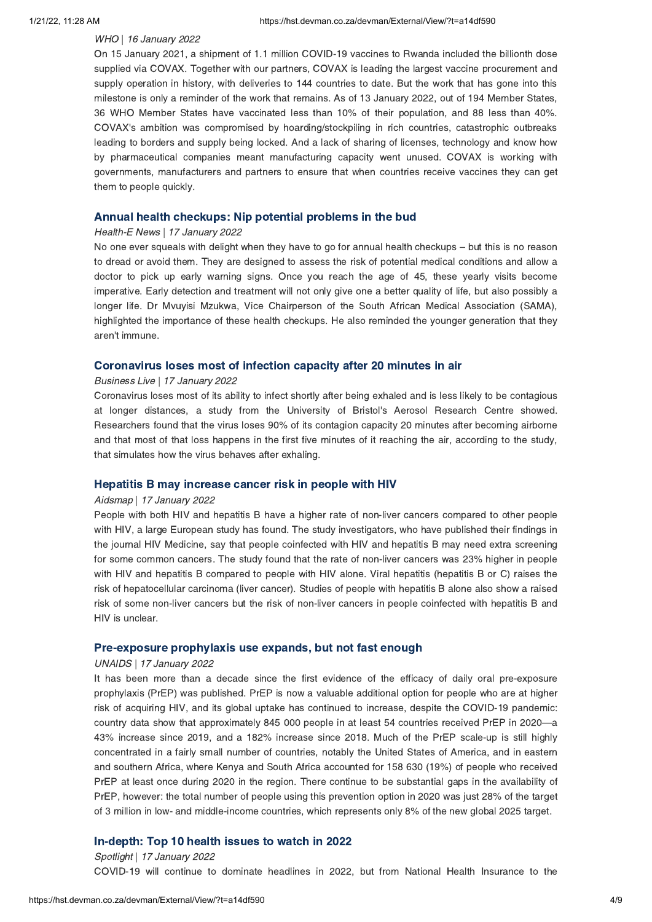*WHO | 16 January 2022*

On 15 January 2021, a shipment of 1.1 million COVID-19 vaccines to Rwanda included the billionth dose supplied via COVAX. Together with our partners, COVAX is leading the largest vaccine procurement and supply operation in history, with deliveries to 144 countries to date. But the work that has gone into this milestone is only a reminder of the work that remains. As of 13 January 2022, out of 194 Member States, 36 WHO Member States have vaccinated less than 10% of their population, and 88 less than 40%. COVAX's ambition was compromised by hoarding/stockpiling in rich countries, catastrophic outbreaks leading to borders and supply being locked. And a lack of sharing of licenses, technology and know how by pharmaceutical companies meant manufacturing capacity went unused. COVAX is working with governments, manufacturers and partners to ensure that when countries receive vaccines they can get them to people quickly.

### Annual health checkups: Nip potential problems in the bud

*Health-E News | 17 January 2022*

No one ever squeals with delight when they have to go for annual health checkups – but this is no reason to dread or avoid them. They are designed to assess the risk of potential medical conditions and allow a doctor to pick up early warning signs. Once you reach the age of 45, these yearly visits become imperative. Early detection and treatment will not only give one a better quality of life, but also possibly a longer life. Dr Mvuyisi Mzukwa, Vice Chairperson of the South African Medical Association (SAMA), highlighted the importance of these health checkups. He also reminded the younger generation that they aren't immune.

### Coronavirus loses most of infection capacity after 20 minutes in air

*Business Live | 17 January 2022*

Coronavirus loses most of its ability to infect shortly after being exhaled and is less likely to be contagious at longer distances, a study from the University of Bristol's Aerosol Research Centre showed. Researchers found that the virus loses 90% of its contagion capacity 20 minutes after becoming airborne and that most of that loss happens in the first five minutes of it reaching the air, according to the study, that simulates how the virus behaves after exhaling.

### Hepatitis B may increase cancer risk in people with HIV

*Aidsmap | 17 January 2022*

People with both HIV and hepatitis B have a higher rate of non-liver cancers compared to other people with HIV, a large European study has found. The study investigators, who have published their findings in the journal HIV Medicine, say that people coinfected with HIV and hepatitis B may need extra screening for some common cancers. The study found that the rate of non-liver cancers was 23% higher in people with HIV and hepatitis B compared to people with HIV alone. Viral hepatitis (hepatitis B or C) raises the risk of hepatocellular carcinoma (liver cancer). Studies of people with hepatitis B alone also show a raised risk of some non-liver cancers but the risk of non-liver cancers in people coinfected with hepatitis B and HIV is unclear.

### Pre-exposure prophylaxis use expands, but not fast enough

*UNAIDS | 17 January 2022*

It has been more than a decade since the first evidence of the efficacy of daily oral pre-exposure prophylaxis (PrEP) was published. PrEP is now a valuable additional option for people who are at higher risk of acquiring HIV, and its global uptake has continued to increase, despite the COVID-19 pandemic: country data show that approximately 845 000 people in at least 54 countries received PrEP in 2020—a 43% increase since 2019, and a 182% increase since 2018. Much of the PrEP scale-up is still highly concentrated in a fairly small number of countries, notably the United States of America, and in eastern and southern Africa, where Kenya and South Africa accounted for 158 630 (19%) of people who received PrEP at least once during 2020 in the region. There continue to be substantial gaps in the availability of PrEP, however: the total number of people using this prevention option in 2020 was just 28% of the target of 3 million in low- and middle-income countries, which represents only 8% of the new global 2025 target.

### In-depth: Top 10 health issues to watch in 2022

*Spotlight | 17 January 2022*

COVID-19 will continue to dominate headlines in 2022, but from National Health Insurance to the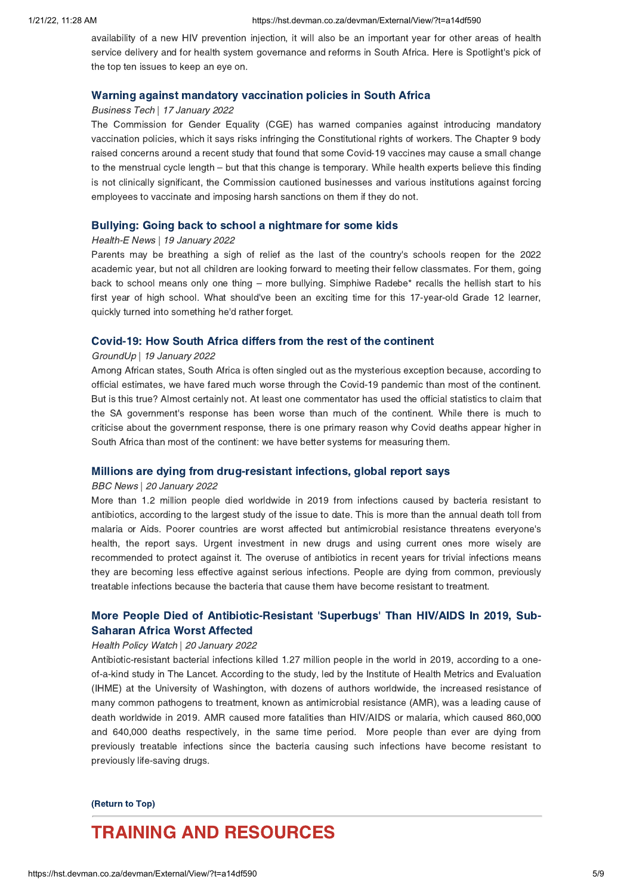availability of a new HIV prevention injection, it will also be an important year for other areas of health service delivery and for health system governance and reforms in South Africa. Here is Spotlight's pick of the top ten issues to keep an eye on.

### Warning against mandatory vaccination policies in South Africa

*Business Tech* | *17 January 2022*

The Commission for Gender Equality (CGE) has warned companies against introducing mandatory vaccination policies, which it says risks infringing the Constitutional rights of workers. The Chapter 9 body raised concerns around a recent study that found that some Covid-19 vaccines may cause a small change to the menstrual cycle length – but that this change is temporary. While health experts believe this finding is not clinically significant, the Commission cautioned businesses and various institutions against forcing employees to vaccinate and imposing harsh sanctions on them if they do not.

### Bullying: Going back to school a nightmare for some kids

*Health-E News* | *19 January 2022*

Parents may be breathing a sigh of relief as the last of the country's schools reopen for the 2022 academic year, but not all children are looking forward to meeting their fellow classmates. For them, going back to school means only one thing – more bullying. Simphiwe Radebe* recalls the hellish start to his first year of high school. What should've been an exciting time for this 17-year-old Grade 12 learner, quickly turned into something he'd rather forget.

### Covid-19: How South Africa differs from the rest of the continent

*GroundUp* | *19 January 2022*

Among African states, South Africa is often singled out as the mysterious exception because, according to official estimates, we have fared much worse through the Covid-19 pandemic than most of the continent. But is this true? Almost certainly not. At least one commentator has used the official statistics to claim that the SA government's response has been worse than much of the continent. While there is much to criticise about the government response, there is one primary reason why Covid deaths appear higher in South Africa than most of the continent: we have better systems for measuring them.

### Millions are dying from drug-resistant infections, global report says

*BBC News* | *20 January 2022*

More than 1.2 million people died worldwide in 2019 from infections caused by bacteria resistant to antibiotics, according to the largest study of the issue to date. This is more than the annual death toll from malaria or Aids. Poorer countries are worst affected but antimicrobial resistance threatens everyone's health, the report says. Urgent investment in new drugs and using current ones more wisely are recommended to protect against it. The overuse of antibiotics in recent years for trivial infections means they are becoming less effective against serious infections. People are dying from common, previously treatable infections because the bacteria that cause them have become resistant to treatment.

### More People Died of Antibiotic-Resistant 'Superbugs' Than HIV/AIDS In 2019, Sub-Saharan Africa Worst Affected

*Health Policy Watch* | *20 January 2022*

Antibiotic-resistant bacterial infections killed 1.27 million people in the world in 2019, according to a one-of-a-kind study in The Lancet. According to the study, led by the Institute of Health Metrics and Evaluation (IHME) at the University of Washington, with dozens of authors worldwide, the increased resistance of many common pathogens to treatment, known as antimicrobial resistance (AMR), was a leading cause of death worldwide in 2019. AMR caused more fatalities than HIV/AIDS or malaria, which caused 860,000 and 640,000 deaths respectively, in the same time period. More people than ever are dying from previously treatable infections since the bacteria causing such infections have become resistant to previously life-saving drugs.

**(Return to Top)**

---

## TRAINING AND RESOURCES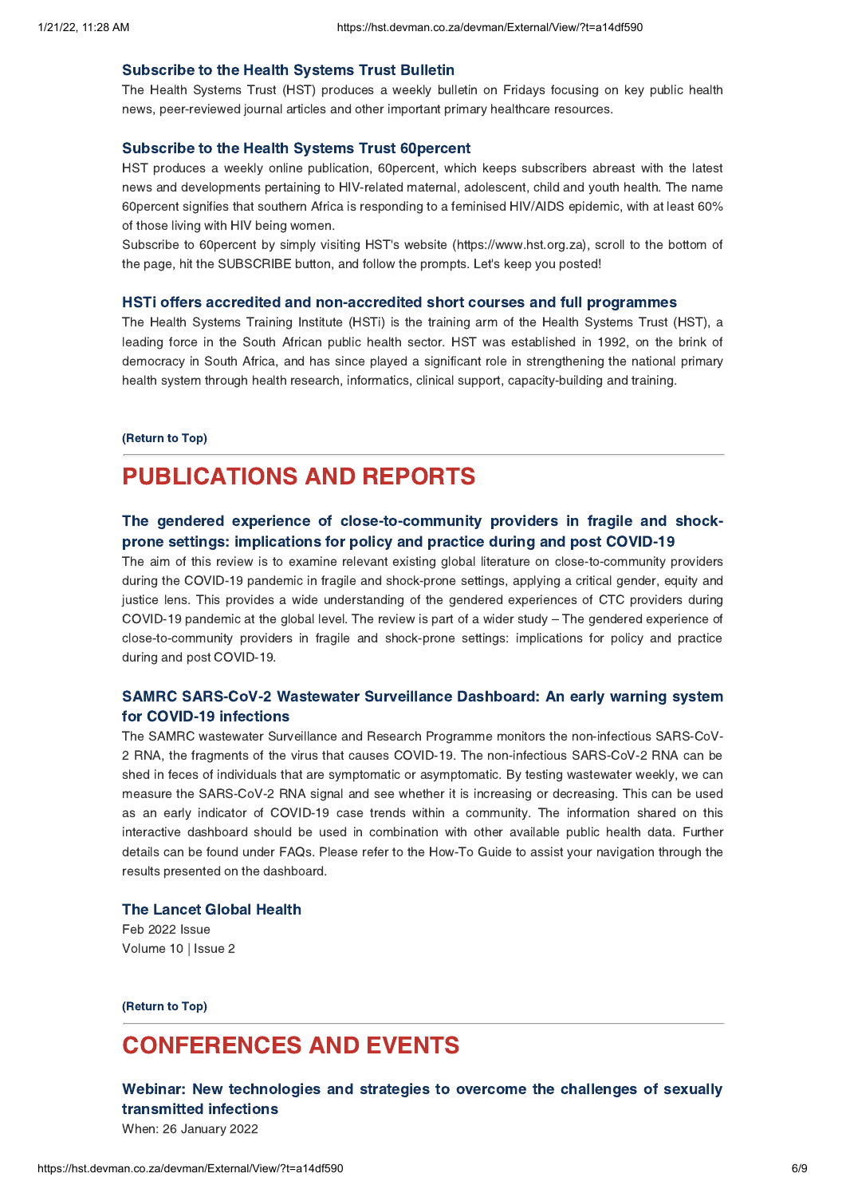### Subscribe to the Health Systems Trust Bulletin

The Health Systems Trust (HST) produces a weekly bulletin on Fridays focusing on key public health news, peer-reviewed journal articles and other important primary healthcare resources.

### Subscribe to the Health Systems Trust 60percent

HST produces a weekly online publication, 60percent, which keeps subscribers abreast with the latest news and developments pertaining to HIV-related maternal, adolescent, child and youth health. The name 60percent signifies that southern Africa is responding to a feminised HIV/AIDS epidemic, with at least 60% of those living with HIV being women.

Subscribe to 60percent by simply visiting HST's website (https://www.hst.org.za), scroll to the bottom of the page, hit the SUBSCRIBE button, and follow the prompts. Let's keep you posted!

### HSTi offers accredited and non-accredited short courses and full programmes

The Health Systems Training Institute (HSTi) is the training arm of the Health Systems Trust (HST), a leading force in the South African public health sector. HST was established in 1992, on the brink of democracy in South Africa, and has since played a significant role in strengthening the national primary health system through health research, informatics, clinical support, capacity-building and training.

**(Return to Top)**

## PUBLICATIONS AND REPORTS

### The gendered experience of close-to-community providers in fragile and shock-prone settings: implications for policy and practice during and post COVID-19

The aim of this review is to examine relevant existing global literature on close-to-community providers during the COVID-19 pandemic in fragile and shock-prone settings, applying a critical gender, equity and justice lens. This provides a wide understanding of the gendered experiences of CTC providers during COVID-19 pandemic at the global level. The review is part of a wider study – The gendered experience of close-to-community providers in fragile and shock-prone settings: implications for policy and practice during and post COVID-19.

### SAMRC SARS-CoV-2 Wastewater Surveillance Dashboard: An early warning system for COVID-19 infections

The SAMRC wastewater Surveillance and Research Programme monitors the non-infectious SARS-CoV-2 RNA, the fragments of the virus that causes COVID-19. The non-infectious SARS-CoV-2 RNA can be shed in feces of individuals that are symptomatic or asymptomatic. By testing wastewater weekly, we can measure the SARS-CoV-2 RNA signal and see whether it is increasing or decreasing. This can be used as an early indicator of COVID-19 case trends within a community. The information shared on this interactive dashboard should be used in combination with other available public health data. Further details can be found under FAQs. Please refer to the How-To Guide to assist your navigation through the results presented on the dashboard.

### The Lancet Global Health

Feb 2022 Issue
Volume 10 | Issue 2

**(Return to Top)**

## CONFERENCES AND EVENTS

### Webinar: New technologies and strategies to overcome the challenges of sexually transmitted infections

When: 26 January 2022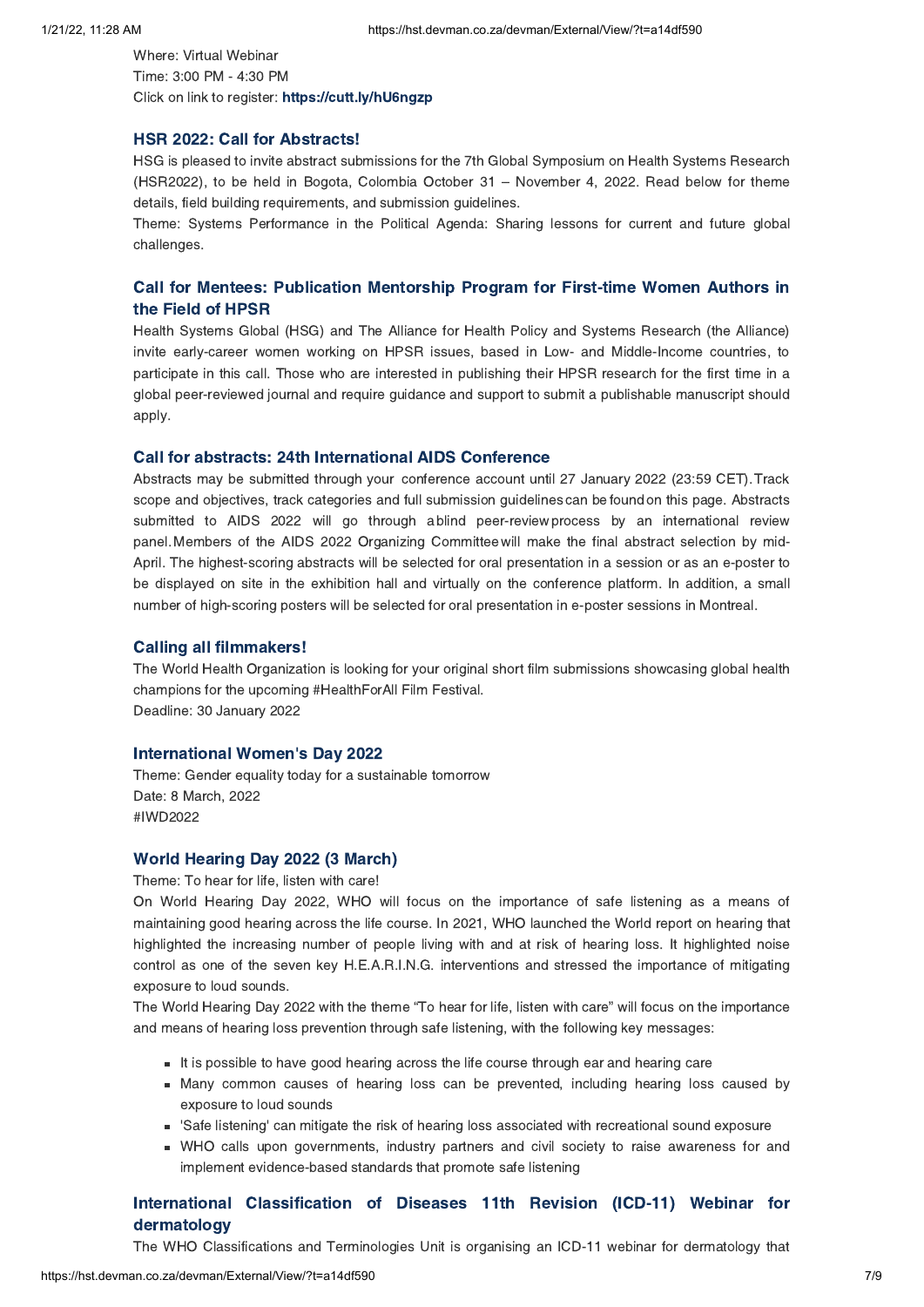Where: Virtual Webinar
Time: 3:00 PM - 4:30 PM
Click on link to register: **https://cutt.ly/hU6ngzp**

### HSR 2022: Call for Abstracts!

HSG is pleased to invite abstract submissions for the 7th Global Symposium on Health Systems Research (HSR2022), to be held in Bogota, Colombia October 31 – November 4, 2022. Read below for theme details, field building requirements, and submission guidelines.

Theme: Systems Performance in the Political Agenda: Sharing lessons for current and future global challenges.

### Call for Mentees: Publication Mentorship Program for First-time Women Authors in the Field of HPSR

Health Systems Global (HSG) and The Alliance for Health Policy and Systems Research (the Alliance) invite early-career women working on HPSR issues, based in Low- and Middle-Income countries, to participate in this call. Those who are interested in publishing their HPSR research for the first time in a global peer-reviewed journal and require guidance and support to submit a publishable manuscript should apply.

### Call for abstracts: 24th International AIDS Conference

Abstracts may be submitted through your conference account until 27 January 2022 (23:59 CET). Track scope and objectives, track categories and full submission guidelines can be found on this page. Abstracts submitted to AIDS 2022 will go through a blind peer-review process by an international review panel. Members of the AIDS 2022 Organizing Committee will make the final abstract selection by mid-April. The highest-scoring abstracts will be selected for oral presentation in a session or as an e-poster to be displayed on site in the exhibition hall and virtually on the conference platform. In addition, a small number of high-scoring posters will be selected for oral presentation in e-poster sessions in Montreal.

### Calling all filmmakers!

The World Health Organization is looking for your original short film submissions showcasing global health champions for the upcoming #HealthForAll Film Festival.
Deadline: 30 January 2022

### International Women's Day 2022

Theme: Gender equality today for a sustainable tomorrow
Date: 8 March, 2022
#IWD2022

### World Hearing Day 2022 (3 March)

Theme: To hear for life, listen with care!

On World Hearing Day 2022, WHO will focus on the importance of safe listening as a means of maintaining good hearing across the life course. In 2021, WHO launched the World report on hearing that highlighted the increasing number of people living with and at risk of hearing loss. It highlighted noise control as one of the seven key H.E.A.R.I.N.G. interventions and stressed the importance of mitigating exposure to loud sounds.

The World Hearing Day 2022 with the theme "To hear for life, listen with care" will focus on the importance and means of hearing loss prevention through safe listening, with the following key messages:

- It is possible to have good hearing across the life course through ear and hearing care
- Many common causes of hearing loss can be prevented, including hearing loss caused by exposure to loud sounds
- 'Safe listening' can mitigate the risk of hearing loss associated with recreational sound exposure
- WHO calls upon governments, industry partners and civil society to raise awareness for and implement evidence-based standards that promote safe listening

### International Classification of Diseases 11th Revision (ICD-11) Webinar for dermatology

The WHO Classifications and Terminologies Unit is organising an ICD-11 webinar for dermatology that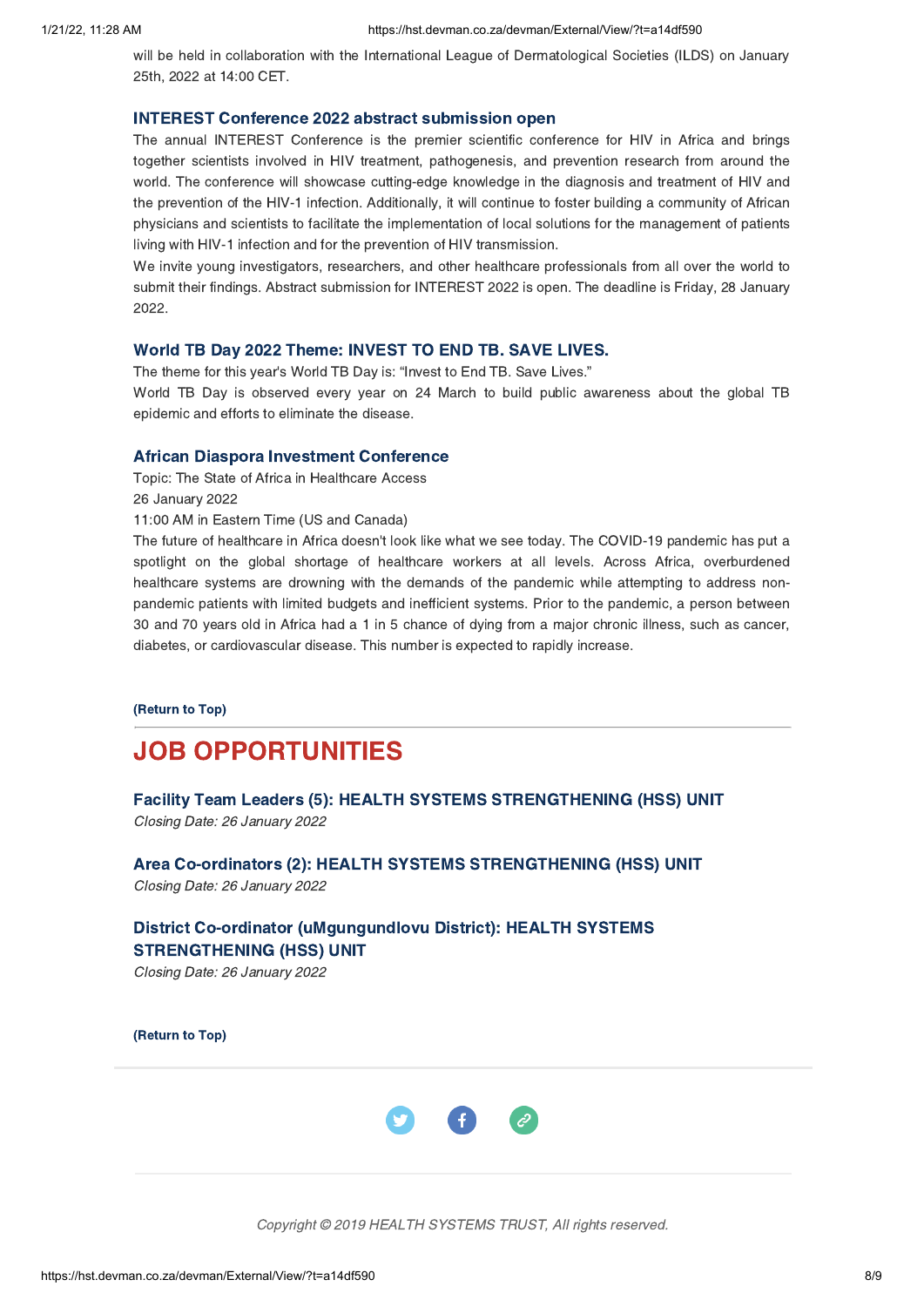will be held in collaboration with the International League of Dermatological Societies (ILDS) on January 25th, 2022 at 14:00 CET.

### INTEREST Conference 2022 abstract submission open

The annual INTEREST Conference is the premier scientific conference for HIV in Africa and brings together scientists involved in HIV treatment, pathogenesis, and prevention research from around the world. The conference will showcase cutting-edge knowledge in the diagnosis and treatment of HIV and the prevention of the HIV-1 infection. Additionally, it will continue to foster building a community of African physicians and scientists to facilitate the implementation of local solutions for the management of patients living with HIV-1 infection and for the prevention of HIV transmission.

We invite young investigators, researchers, and other healthcare professionals from all over the world to submit their findings. Abstract submission for INTEREST 2022 is open. The deadline is Friday, 28 January 2022.

### World TB Day 2022 Theme: INVEST TO END TB. SAVE LIVES.

The theme for this year's World TB Day is: "Invest to End TB. Save Lives."

World TB Day is observed every year on 24 March to build public awareness about the global TB epidemic and efforts to eliminate the disease.

### African Diaspora Investment Conference

Topic: The State of Africa in Healthcare Access

26 January 2022

11:00 AM in Eastern Time (US and Canada)

The future of healthcare in Africa doesn't look like what we see today. The COVID-19 pandemic has put a spotlight on the global shortage of healthcare workers at all levels. Across Africa, overburdened healthcare systems are drowning with the demands of the pandemic while attempting to address non-pandemic patients with limited budgets and inefficient systems. Prior to the pandemic, a person between 30 and 70 years old in Africa had a 1 in 5 chance of dying from a major chronic illness, such as cancer, diabetes, or cardiovascular disease. This number is expected to rapidly increase.

**(Return to Top)**

---

## JOB OPPORTUNITIES

### Facility Team Leaders (5): HEALTH SYSTEMS STRENGTHENING (HSS) UNIT

*Closing Date: 26 January 2022*

### Area Co-ordinators (2): HEALTH SYSTEMS STRENGTHENING (HSS) UNIT

*Closing Date: 26 January 2022*

### District Co-ordinator (uMgungundlovu District): HEALTH SYSTEMS STRENGTHENING (HSS) UNIT

*Closing Date: 26 January 2022*

**(Return to Top)**

---

*Copyright © 2019 HEALTH SYSTEMS TRUST, All rights reserved.*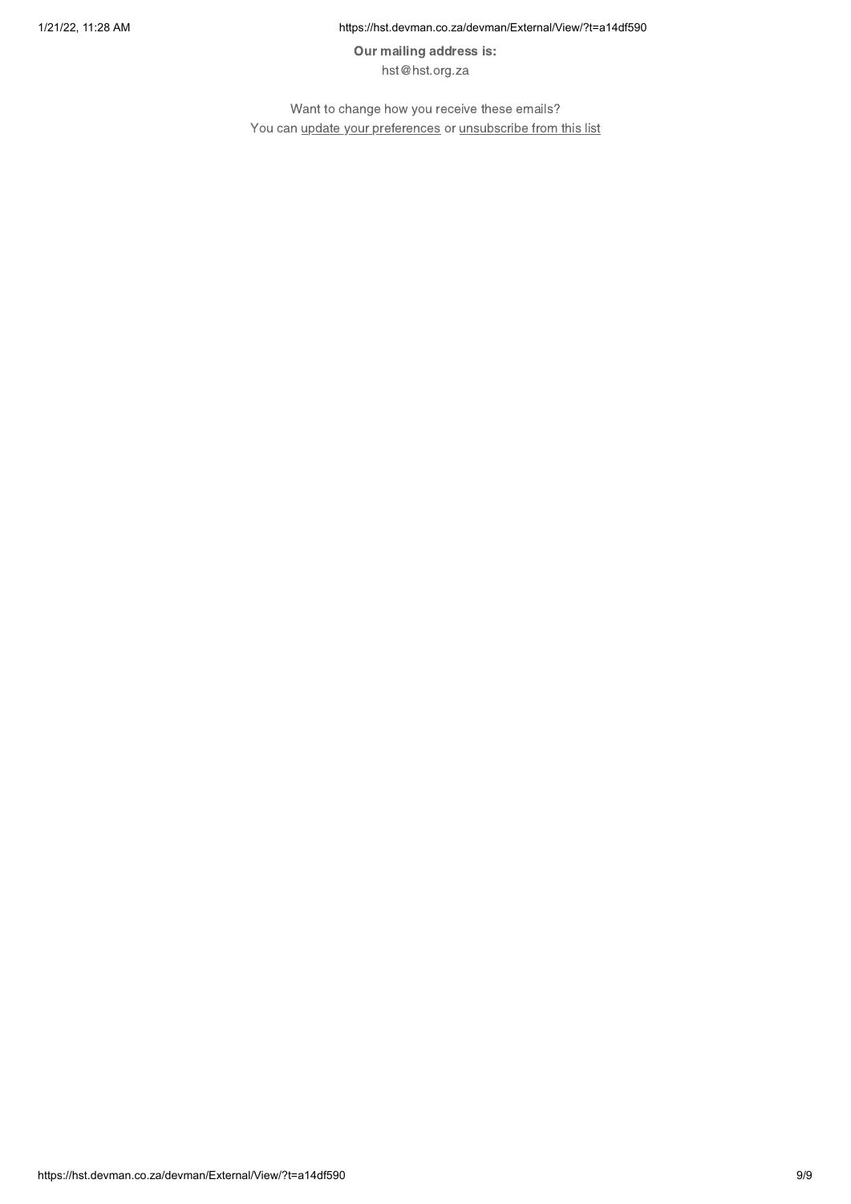**Our mailing address is:**
hst@hst.org.za

Want to change how you receive these emails?
You can update your preferences or unsubscribe from this list